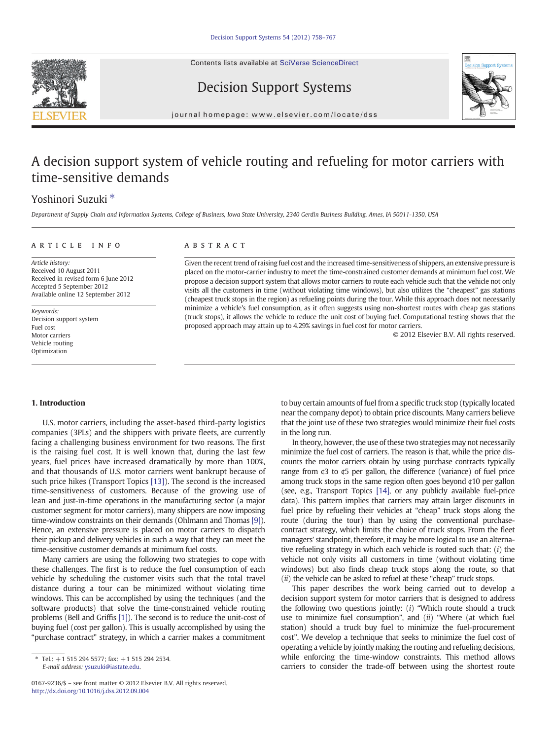Contents lists available at SciVerse ScienceDirect

Decision Support Systems

journal homepage: www.elsevier.com/locate/dss

# A decision support system of vehicle routing and refueling for motor carriers with time-sensitive demands

Yoshinori Suzuki *

*Department of Supply Chain and Information Systems, College of Business, Iowa State University, 2340 Gerdin Business Building, Ames, IA 50011-1350, USA*

**ARTICLE INFO**

*Article history:*
Received 10 August 2011
Received in revised form 6 June 2012
Accepted 5 September 2012
Available online 12 September 2012

*Keywords:*
Decision support system
Fuel cost
Motor carriers
Vehicle routing
Optimization

**ABSTRACT**

Given the recent trend of raising fuel cost and the increased time-sensitiveness of shippers, an extensive pressure is placed on the motor-carrier industry to meet the time-constrained customer demands at minimum fuel cost. We propose a decision support system that allows motor carriers to route each vehicle such that the vehicle not only visits all the customers in time (without violating time windows), but also utilizes the "cheapest" gas stations (cheapest truck stops in the region) as refueling points during the tour. While this approach does not necessarily minimize a vehicle's fuel consumption, as it often suggests using non-shortest routes with cheap gas stations (truck stops), it allows the vehicle to reduce the unit cost of buying fuel. Computational testing shows that the proposed approach may attain up to 4.29% savings in fuel cost for motor carriers.

© 2012 Elsevier B.V. All rights reserved.

## 1. Introduction

U.S. motor carriers, including the asset-based third-party logistics companies (3PLs) and the shippers with private fleets, are currently facing a challenging business environment for two reasons. The first is the raising fuel cost. It is well known that, during the last few years, fuel prices have increased dramatically by more than 100%, and that thousands of U.S. motor carriers went bankrupt because of such price hikes (Transport Topics [13]). The second is the increased time-sensitiveness of customers. Because of the growing use of lean and just-in-time operations in the manufacturing sector (a major customer segment for motor carriers), many shippers are now imposing time-window constraints on their demands (Ohlmann and Thomas [9]). Hence, an extensive pressure is placed on motor carriers to dispatch their pickup and delivery vehicles in such a way that they can meet the time-sensitive customer demands at minimum fuel costs.

Many carriers are using the following two strategies to cope with these challenges. The first is to reduce the fuel consumption of each vehicle by scheduling the customer visits such that the total travel distance during a tour can be minimized without violating time windows. This can be accomplished by using the techniques (and the software products) that solve the time-constrained vehicle routing problems (Bell and Griffis [1]). The second is to reduce the unit-cost of buying fuel (cost per gallon). This is usually accomplished by using the "purchase contract" strategy, in which a carrier makes a commitment to buy certain amounts of fuel from a specific truck stop (typically located near the company depot) to obtain price discounts. Many carriers believe that the joint use of these two strategies would minimize their fuel costs in the long run.

In theory, however, the use of these two strategies may not necessarily minimize the fuel cost of carriers. The reason is that, while the price discounts the motor carriers obtain by using purchase contracts typically range from ¢3 to ¢5 per gallon, the difference (variance) of fuel price among truck stops in the same region often goes beyond ¢10 per gallon (see, e.g., Transport Topics [14], or any publicly available fuel-price data). This pattern implies that carriers may attain larger discounts in fuel price by refueling their vehicles at "cheap" truck stops along the route (during the tour) than by using the conventional purchase-contract strategy, which limits the choice of truck stops. From the fleet managers' standpoint, therefore, it may be more logical to use an alternative refueling strategy in which each vehicle is routed such that: (*i*) the vehicle not only visits all customers in time (without violating time windows) but also finds cheap truck stops along the route, so that (*ii*) the vehicle can be asked to refuel at these "cheap" truck stops.

This paper describes the work being carried out to develop a decision support system for motor carriers that is designed to address the following two questions jointly: (*i*) "Which route should a truck use to minimize fuel consumption", and (*ii*) "Where (at which fuel station) should a truck buy fuel to minimize the fuel-procurement cost". We develop a technique that seeks to minimize the fuel cost of operating a vehicle by jointly making the routing and refueling decisions, while enforcing the time-window constraints. This method allows carriers to consider the trade-off between using the shortest route

* Tel.: +1 515 294 5577; fax: +1 515 294 2534.
*E-mail address:* ysuzuki@iastate.edu.

0167-9236/$ – see front matter © 2012 Elsevier B.V. All rights reserved.
http://dx.doi.org/10.1016/j.dss.2012.09.004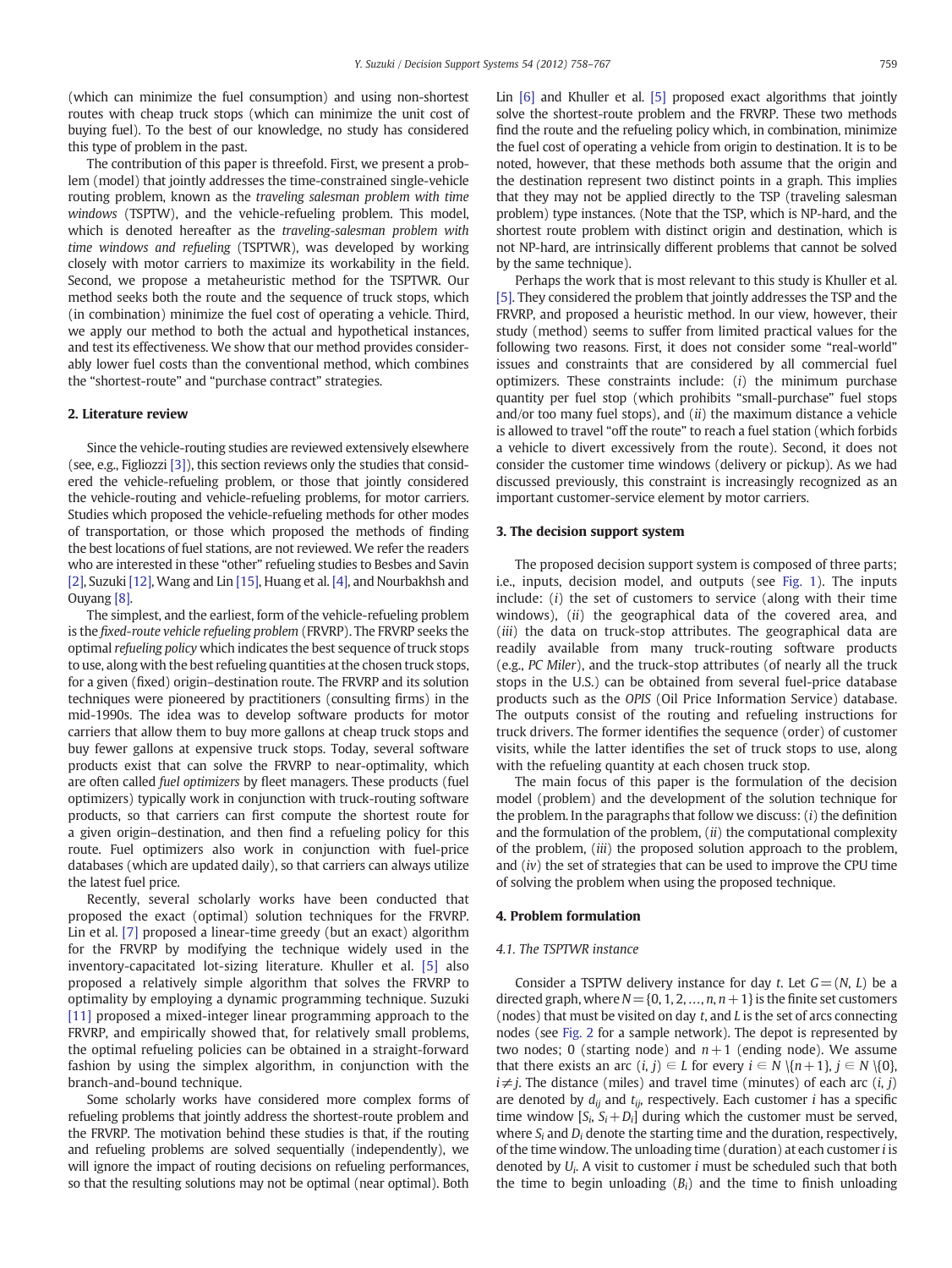(which can minimize the fuel consumption) and using non-shortest routes with cheap truck stops (which can minimize the unit cost of buying fuel). To the best of our knowledge, no study has considered this type of problem in the past.

The contribution of this paper is threefold. First, we present a problem (model) that jointly addresses the time-constrained single-vehicle routing problem, known as the *traveling salesman problem with time windows* (TSPTW), and the vehicle-refueling problem. This model, which is denoted hereafter as the *traveling-salesman problem with time windows and refueling* (TSPTWR), was developed by working closely with motor carriers to maximize its workability in the field. Second, we propose a metaheuristic method for the TSPTWR. Our method seeks both the route and the sequence of truck stops, which (in combination) minimize the fuel cost of operating a vehicle. Third, we apply our method to both the actual and hypothetical instances, and test its effectiveness. We show that our method provides considerably lower fuel costs than the conventional method, which combines the "shortest-route" and "purchase contract" strategies.

## 2. Literature review

Since the vehicle-routing studies are reviewed extensively elsewhere (see, e.g., Figliozzi [3]), this section reviews only the studies that considered the vehicle-refueling problem, or those that jointly considered the vehicle-routing and vehicle-refueling problems, for motor carriers. Studies which proposed the vehicle-refueling methods for other modes of transportation, or those which proposed the methods of finding the best locations of fuel stations, are not reviewed. We refer the readers who are interested in these "other" refueling studies to Besbes and Savin [2], Suzuki [12], Wang and Lin [15], Huang et al. [4], and Nourbakhsh and Ouyang [8].

The simplest, and the earliest, form of the vehicle-refueling problem is the *fixed-route vehicle refueling problem* (FRVRP). The FRVRP seeks the optimal *refueling policy* which indicates the best sequence of truck stops to use, along with the best refueling quantities at the chosen truck stops, for a given (fixed) origin–destination route. The FRVRP and its solution techniques were pioneered by practitioners (consulting firms) in the mid-1990s. The idea was to develop software products for motor carriers that allow them to buy more gallons at cheap truck stops and buy fewer gallons at expensive truck stops. Today, several software products exist that can solve the FRVRP to near-optimality, which are often called *fuel optimizers* by fleet managers. These products (fuel optimizers) typically work in conjunction with truck-routing software products, so that carriers can first compute the shortest route for a given origin–destination, and then find a refueling policy for this route. Fuel optimizers also work in conjunction with fuel-price databases (which are updated daily), so that carriers can always utilize the latest fuel price.

Recently, several scholarly works have been conducted that proposed the exact (optimal) solution techniques for the FRVRP. Lin et al. [7] proposed a linear-time greedy (but an exact) algorithm for the FRVRP by modifying the technique widely used in the inventory-capacitated lot-sizing literature. Khuller et al. [5] also proposed a relatively simple algorithm that solves the FRVRP to optimality by employing a dynamic programming technique. Suzuki [11] proposed a mixed-integer linear programming approach to the FRVRP, and empirically showed that, for relatively small problems, the optimal refueling policies can be obtained in a straight-forward fashion by using the simplex algorithm, in conjunction with the branch-and-bound technique.

Some scholarly works have considered more complex forms of refueling problems that jointly address the shortest-route problem and the FRVRP. The motivation behind these studies is that, if the routing and refueling problems are solved sequentially (independently), we will ignore the impact of routing decisions on refueling performances, so that the resulting solutions may not be optimal (near optimal). Both Lin [6] and Khuller et al. [5] proposed exact algorithms that jointly solve the shortest-route problem and the FRVRP. These two methods find the route and the refueling policy which, in combination, minimize the fuel cost of operating a vehicle from origin to destination. It is to be noted, however, that these methods both assume that the origin and the destination represent two distinct points in a graph. This implies that they may not be applied directly to the TSP (traveling salesman problem) type instances. (Note that the TSP, which is NP-hard, and the shortest route problem with distinct origin and destination, which is not NP-hard, are intrinsically different problems that cannot be solved by the same technique).

Perhaps the work that is most relevant to this study is Khuller et al. [5]. They considered the problem that jointly addresses the TSP and the FRVRP, and proposed a heuristic method. In our view, however, their study (method) seems to suffer from limited practical values for the following two reasons. First, it does not consider some "real-world" issues and constraints that are considered by all commercial fuel optimizers. These constraints include: (*i*) the minimum purchase quantity per fuel stop (which prohibits "small-purchase" fuel stops and/or too many fuel stops), and (*ii*) the maximum distance a vehicle is allowed to travel "off the route" to reach a fuel station (which forbids a vehicle to divert excessively from the route). Second, it does not consider the customer time windows (delivery or pickup). As we had discussed previously, this constraint is increasingly recognized as an important customer-service element by motor carriers.

## 3. The decision support system

The proposed decision support system is composed of three parts; i.e., inputs, decision model, and outputs (see Fig. 1). The inputs include: (*i*) the set of customers to service (along with their time windows), (*ii*) the geographical data of the covered area, and (*iii*) the data on truck-stop attributes. The geographical data are readily available from many truck-routing software products (e.g., *PC Miler*), and the truck-stop attributes (of nearly all the truck stops in the U.S.) can be obtained from several fuel-price database products such as the *OPIS* (Oil Price Information Service) database. The outputs consist of the routing and refueling instructions for truck drivers. The former identifies the sequence (order) of customer visits, while the latter identifies the set of truck stops to use, along with the refueling quantity at each chosen truck stop.

The main focus of this paper is the formulation of the decision model (problem) and the development of the solution technique for the problem. In the paragraphs that follow we discuss: (*i*) the definition and the formulation of the problem, (*ii*) the computational complexity of the problem, (*iii*) the proposed solution approach to the problem, and (*iv*) the set of strategies that can be used to improve the CPU time of solving the problem when using the proposed technique.

## 4. Problem formulation

### 4.1. The TSPTWR instance

Consider a TSPTW delivery instance for day $t$. Let $G = (N, L)$ be a directed graph, where $N = \{0, 1, 2, \ldots, n, n+1\}$ is the finite set customers (nodes) that must be visited on day $t$, and $L$ is the set of arcs connecting nodes (see Fig. 2 for a sample network). The depot is represented by two nodes; 0 (starting node) and $n+1$ (ending node). We assume that there exists an arc $(i, j) \in L$ for every $i \in N \setminus \{n+1\}$, $j \in N \setminus \{0\}$, $i \neq j$. The distance (miles) and travel time (minutes) of each arc $(i, j)$ are denoted by $d_{ij}$ and $t_{ij}$, respectively. Each customer $i$ has a specific time window $[S_i, S_i + D_i]$ during which the customer must be served, where $S_i$ and $D_i$ denote the starting time and the duration, respectively, of the time window. The unloading time (duration) at each customer $i$ is denoted by $U_i$. A visit to customer $i$ must be scheduled such that both the time to begin unloading ($B_i$) and the time to finish unloading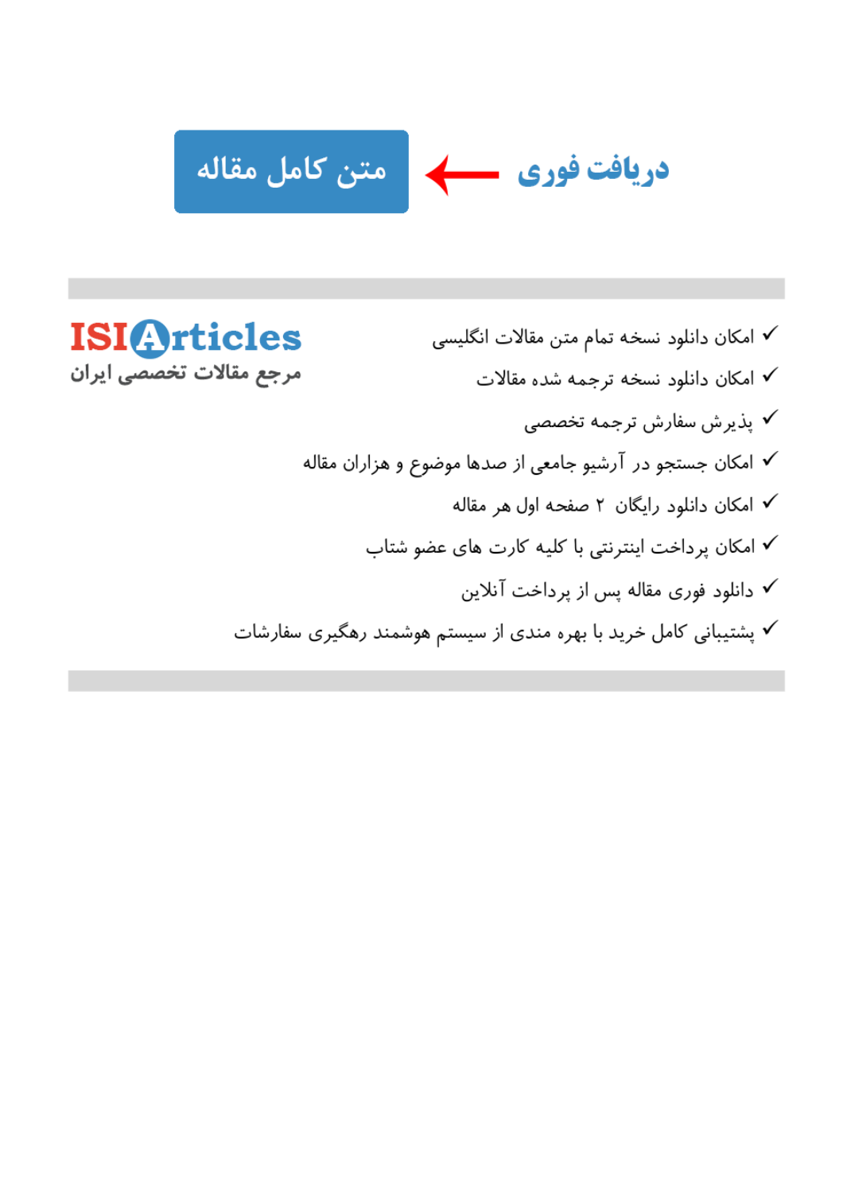دریافت فوری ← **متن کامل مقاله**

**ISIArticles**

مرجع مقالات تخصصی ایران

- ✓ امکان دانلود نسخه تمام متن مقالات انگلیسی
- ✓ امکان دانلود نسخه ترجمه شده مقالات
- ✓ پذیرش سفارش ترجمه تخصصی
- ✓ امکان جستجو در آرشیو جامعی از صدها موضوع و هزاران مقاله
- ✓ امکان دانلود رایگان ۲ صفحه اول هر مقاله
- ✓ امکان پرداخت اینترنتی با کلیه کارت های عضو شتاب
- ✓ دانلود فوری مقاله پس از پرداخت آنلاین
- ✓ پشتیبانی کامل خرید با بهره مندی از سیستم هوشمند رهگیری سفارشات